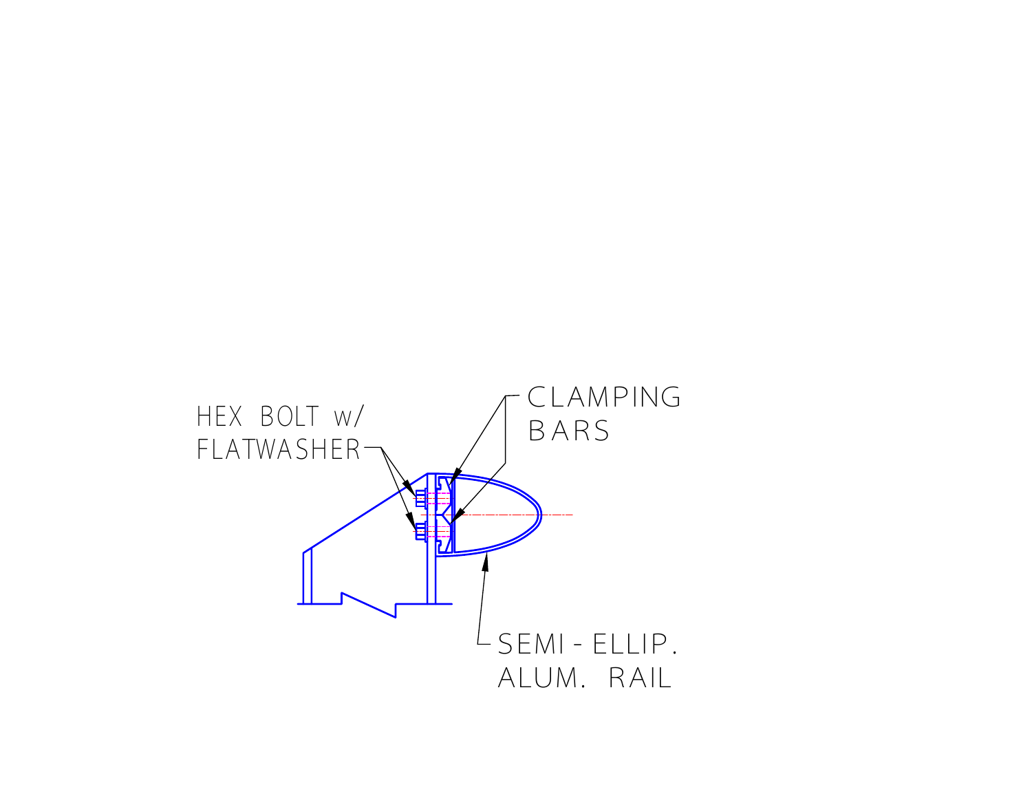HEX BOLT w/
FLATWASHER

CLAMPING
BARS

SEMI - ELLIP.
ALUM. RAIL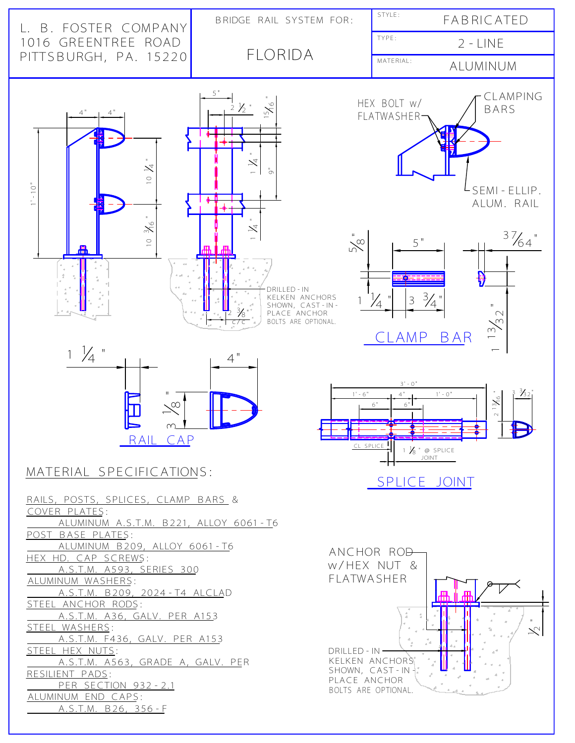L. B. FOSTER COMPANY
1016 GREENTREE ROAD
PITTSBURGH, PA. 15220

BRIDGE RAIL SYSTEM FOR:

FLORIDA

STYLE: FABRICATED

TYPE: 2 - LINE

MATERIAL: ALUMINUM

4" 4"

1'-10"

10 1/4"

10 3/16"

5"

2 1/2"

15/16"

1 1/4"

9"

1 1/4"

2 3/8" c/c

DRILLED-IN KELKEN ANCHORS SHOWN, CAST-IN-PLACE ANCHOR BOLTS ARE OPTIONAL.

HEX BOLT w/ FLATWASHER

CLAMPING BARS

SEMI-ELLIP. ALUM. RAIL

5/8"

5"

1 1/4"

3 3/4"

37/64"

1 13/32"

CLAMP BAR

1 1/4"

4"

3 1/8"

RAIL CAP

3'-0"

1'-6"

4"

1'-0"

6"

6"

2 13/16"

3 3/32"

CL SPLICE

1 1/8" @ SPLICE JOINT

SPLICE JOINT

MATERIAL SPECIFICATIONS:

RAILS, POSTS, SPLICES, CLAMP BARS & COVER PLATES:
ALUMINUM A.S.T.M. B221, ALLOY 6061-T6

POST BASE PLATES:
ALUMINUM B209, ALLOY 6061-T6

HEX HD. CAP SCREWS:
A.S.T.M. A593, SERIES 300

ALUMINUM WASHERS:
A.S.T.M. B209, 2024-T4 ALCLAD

STEEL ANCHOR RODS:
A.S.T.M. A36, GALV. PER A153

STEEL WASHERS:
A.S.T.M. F436, GALV. PER A153

STEEL HEX NUTS:
A.S.T.M. A563, GRADE A, GALV. PER

RESILIENT PADS:
PER SECTION 932-2.1

ALUMINUM END CAPS:
A.S.T.M. B26, 356-F

ANCHOR ROD w/HEX NUT & FLATWASHER

1/2"

DRILLED-IN KELKEN ANCHORS SHOWN, CAST-IN-PLACE ANCHOR BOLTS ARE OPTIONAL.